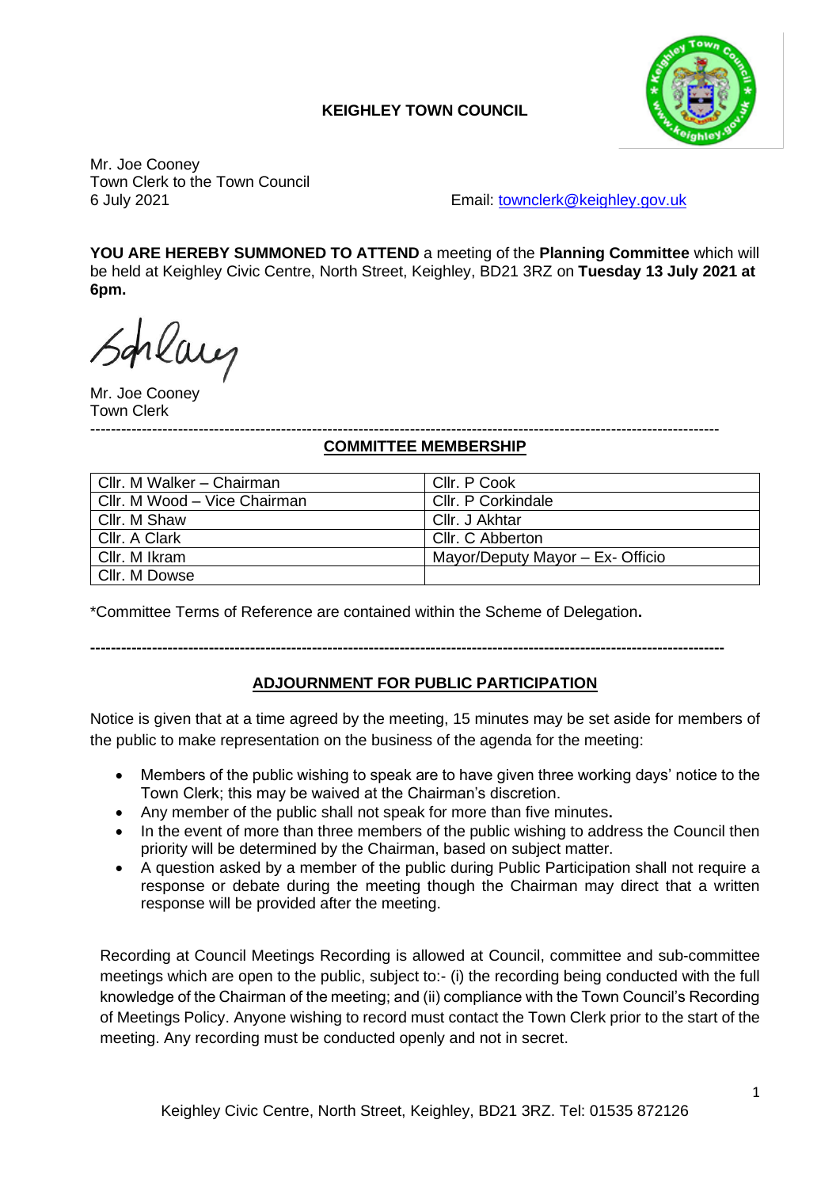# KEIGHLEY TOWN COUNCIL

Mr. Joe Cooney
Town Clerk to the Town Council
6 July 2021

Email: townclerk@keighley.gov.uk

**YOU ARE HEREBY SUMMONED TO ATTEND** a meeting of the **Planning Committee** which will be held at Keighley Civic Centre, North Street, Keighley, BD21 3RZ on **Tuesday 13 July 2021 at 6pm.**

Mr. Joe Cooney
Town Clerk

---

## COMMITTEE MEMBERSHIP

| | |
|---|---|
| Cllr. M Walker – Chairman | Cllr. P Cook |
| Cllr. M Wood – Vice Chairman | Cllr. P Corkindale |
| Cllr. M Shaw | Cllr. J Akhtar |
| Cllr. A Clark | Cllr. C Abberton |
| Cllr. M Ikram | Mayor/Deputy Mayor – Ex- Officio |
| Cllr. M Dowse | |

*Committee Terms of Reference are contained within the Scheme of Delegation**.**

---

## ADJOURNMENT FOR PUBLIC PARTICIPATION

Notice is given that at a time agreed by the meeting, 15 minutes may be set aside for members of the public to make representation on the business of the agenda for the meeting:

- Members of the public wishing to speak are to have given three working days' notice to the Town Clerk; this may be waived at the Chairman's discretion.
- Any member of the public shall not speak for more than five minutes**.**
- In the event of more than three members of the public wishing to address the Council then priority will be determined by the Chairman, based on subject matter.
- A question asked by a member of the public during Public Participation shall not require a response or debate during the meeting though the Chairman may direct that a written response will be provided after the meeting.

Recording at Council Meetings Recording is allowed at Council, committee and sub-committee meetings which are open to the public, subject to:- (i) the recording being conducted with the full knowledge of the Chairman of the meeting; and (ii) compliance with the Town Council's Recording of Meetings Policy. Anyone wishing to record must contact the Town Clerk prior to the start of the meeting. Any recording must be conducted openly and not in secret.

Keighley Civic Centre, North Street, Keighley, BD21 3RZ. Tel: 01535 872126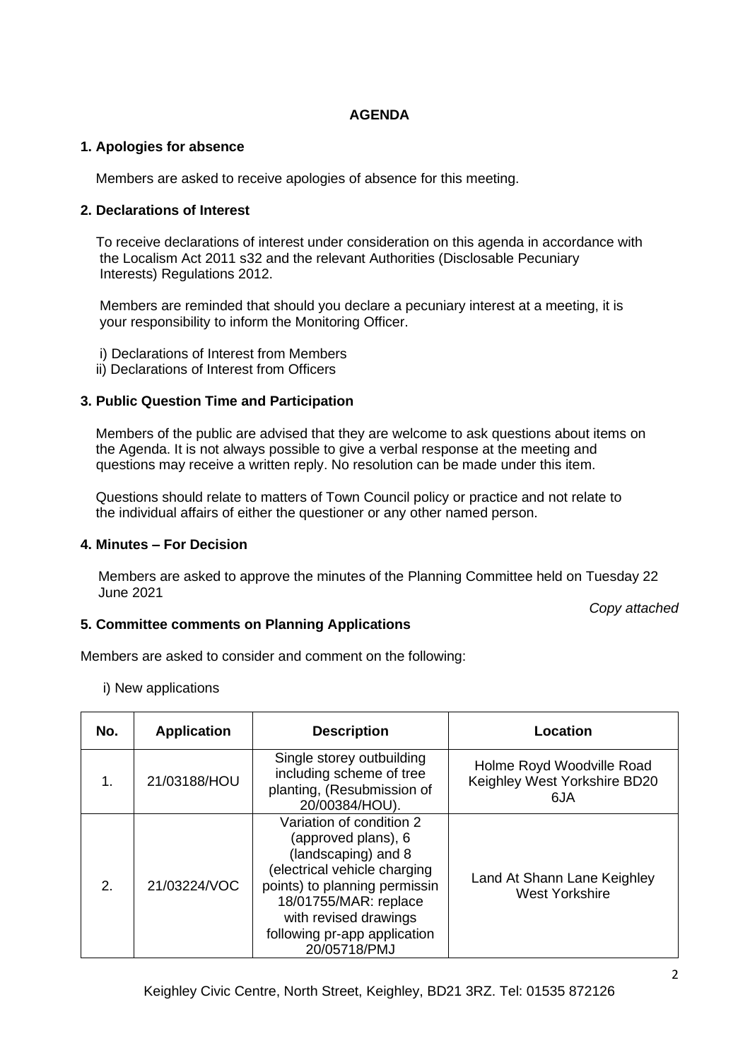**AGENDA**

**1. Apologies for absence**

Members are asked to receive apologies of absence for this meeting.

**2. Declarations of Interest**

To receive declarations of interest under consideration on this agenda in accordance with the Localism Act 2011 s32 and the relevant Authorities (Disclosable Pecuniary Interests) Regulations 2012.

Members are reminded that should you declare a pecuniary interest at a meeting, it is your responsibility to inform the Monitoring Officer.

i) Declarations of Interest from Members
ii) Declarations of Interest from Officers

**3. Public Question Time and Participation**

Members of the public are advised that they are welcome to ask questions about items on the Agenda. It is not always possible to give a verbal response at the meeting and questions may receive a written reply. No resolution can be made under this item.

Questions should relate to matters of Town Council policy or practice and not relate to the individual affairs of either the questioner or any other named person.

**4. Minutes – For Decision**

Members are asked to approve the minutes of the Planning Committee held on Tuesday 22 June 2021

*Copy attached*

**5. Committee comments on Planning Applications**

Members are asked to consider and comment on the following:

i) New applications

| No. | Application | Description | Location |
|---|---|---|---|
| 1. | 21/03188/HOU | Single storey outbuilding including scheme of tree planting, (Resubmission of 20/00384/HOU). | Holme Royd Woodville Road Keighley West Yorkshire BD20 6JA |
| 2. | 21/03224/VOC | Variation of condition 2 (approved plans), 6 (landscaping) and 8 (electrical vehicle charging points) to planning permissin 18/01755/MAR: replace with revised drawings following pr-app application 20/05718/PMJ | Land At Shann Lane Keighley West Yorkshire |

Keighley Civic Centre, North Street, Keighley, BD21 3RZ. Tel: 01535 872126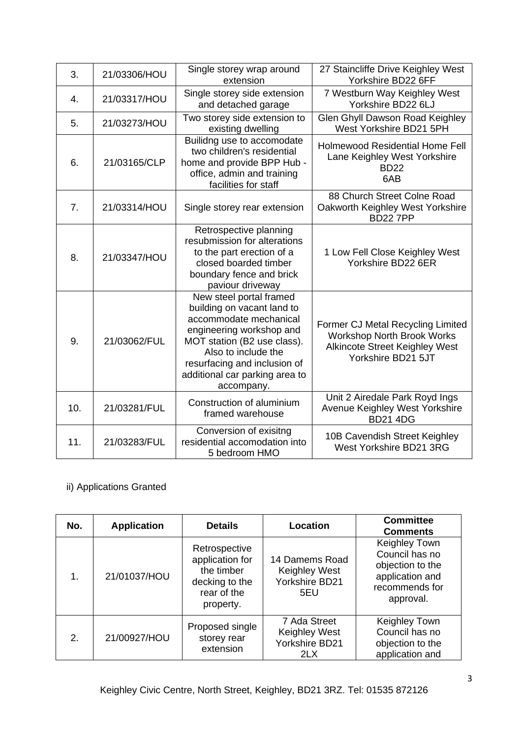| 3. | 21/03306/HOU | Single storey wrap around extension | 27 Staincliffe Drive Keighley West Yorkshire BD22 6FF |
|---|---|---|---|
| 4. | 21/03317/HOU | Single storey side extension and detached garage | 7 Westburn Way Keighley West Yorkshire BD22 6LJ |
| 5. | 21/03273/HOU | Two storey side extension to existing dwelling | Glen Ghyll Dawson Road Keighley West Yorkshire BD21 5PH |
| 6. | 21/03165/CLP | Builidng use to accomodate two children's residential home and provide BPP Hub - office, admin and training facilities for staff | Holmewood Residential Home Fell Lane Keighley West Yorkshire BD22 6AB |
| 7. | 21/03314/HOU | Single storey rear extension | 88 Church Street Colne Road Oakworth Keighley West Yorkshire BD22 7PP |
| 8. | 21/03347/HOU | Retrospective planning resubmission for alterations to the part erection of a closed boarded timber boundary fence and brick paviour driveway | 1 Low Fell Close Keighley West Yorkshire BD22 6ER |
| 9. | 21/03062/FUL | New steel portal framed building on vacant land to accommodate mechanical engineering workshop and MOT station (B2 use class). Also to include the resurfacing and inclusion of additional car parking area to accompany. | Former CJ Metal Recycling Limited Workshop North Brook Works Alkincote Street Keighley West Yorkshire BD21 5JT |
| 10. | 21/03281/FUL | Construction of aluminium framed warehouse | Unit 2 Airedale Park Royd Ings Avenue Keighley West Yorkshire BD21 4DG |
| 11. | 21/03283/FUL | Conversion of exisitng residential accomodation into 5 bedroom HMO | 10B Cavendish Street Keighley West Yorkshire BD21 3RG |

ii) Applications Granted

| No. | Application | Details | Location | Committee Comments |
|---|---|---|---|---|
| 1. | 21/01037/HOU | Retrospective application for the timber decking to the rear of the property. | 14 Damems Road Keighley West Yorkshire BD21 5EU | Keighley Town Council has no objection to the application and recommends for approval. |
| 2. | 21/00927/HOU | Proposed single storey rear extension | 7 Ada Street Keighley West Yorkshire BD21 2LX | Keighley Town Council has no objection to the application and |

Keighley Civic Centre, North Street, Keighley, BD21 3RZ. Tel: 01535 872126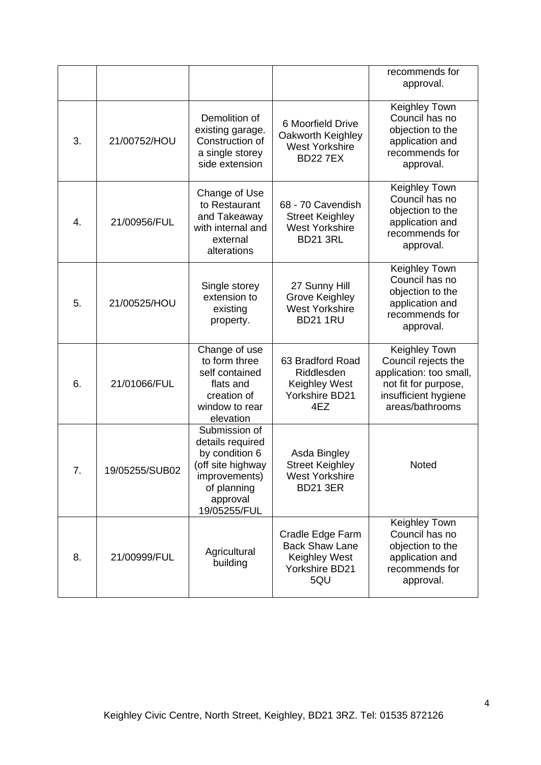| | | | | |
|---|---|---|---|---|
| | | | | recommends for approval. |
| 3. | 21/00752/HOU | Demolition of existing garage. Construction of a single storey side extension | 6 Moorfield Drive Oakworth Keighley West Yorkshire BD22 7EX | Keighley Town Council has no objection to the application and recommends for approval. |
| 4. | 21/00956/FUL | Change of Use to Restaurant and Takeaway with internal and external alterations | 68 - 70 Cavendish Street Keighley West Yorkshire BD21 3RL | Keighley Town Council has no objection to the application and recommends for approval. |
| 5. | 21/00525/HOU | Single storey extension to existing property. | 27 Sunny Hill Grove Keighley West Yorkshire BD21 1RU | Keighley Town Council has no objection to the application and recommends for approval. |
| 6. | 21/01066/FUL | Change of use to form three self contained flats and creation of window to rear elevation | 63 Bradford Road Riddlesden Keighley West Yorkshire BD21 4EZ | Keighley Town Council rejects the application: too small, not fit for purpose, insufficient hygiene areas/bathrooms |
| 7. | 19/05255/SUB02 | Submission of details required by condition 6 (off site highway improvements) of planning approval 19/05255/FUL | Asda Bingley Street Keighley West Yorkshire BD21 3ER | Noted |
| 8. | 21/00999/FUL | Agricultural building | Cradle Edge Farm Back Shaw Lane Keighley West Yorkshire BD21 5QU | Keighley Town Council has no objection to the application and recommends for approval. |

Keighley Civic Centre, North Street, Keighley, BD21 3RZ. Tel: 01535 872126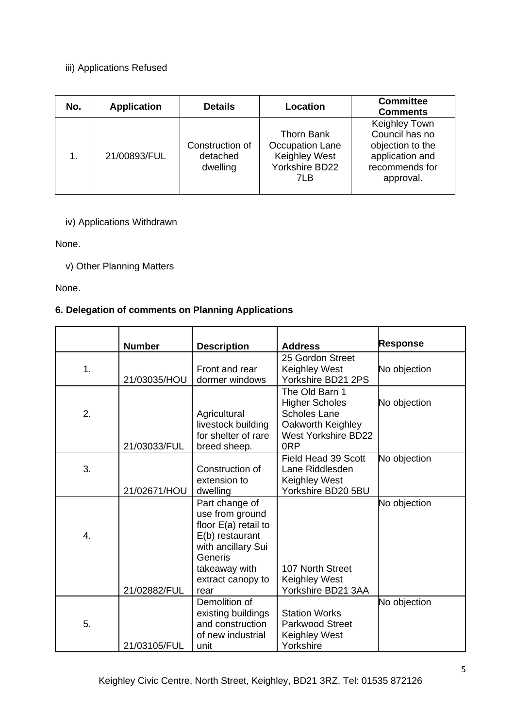iii) Applications Refused

| No. | Application | Details | Location | Committee Comments |
|---|---|---|---|---|
| 1. | 21/00893/FUL | Construction of detached dwelling | Thorn Bank Occupation Lane Keighley West Yorkshire BD22 7LB | Keighley Town Council has no objection to the application and recommends for approval. |

iv) Applications Withdrawn

None.

v) Other Planning Matters

None.

**6. Delegation of comments on Planning Applications**

| | Number | Description | Address | Response |
|---|---|---|---|---|
| 1. | 21/03035/HOU | Front and rear dormer windows | 25 Gordon Street Keighley West Yorkshire BD21 2PS | No objection |
| 2. | 21/03033/FUL | Agricultural livestock building for shelter of rare breed sheep. | The Old Barn 1 Higher Scholes Scholes Lane Oakworth Keighley West Yorkshire BD22 0RP | No objection |
| 3. | 21/02671/HOU | Construction of extension to dwelling | Field Head 39 Scott Lane Riddlesden Keighley West Yorkshire BD20 5BU | No objection |
| 4. | 21/02882/FUL | Part change of use from ground floor E(a) retail to E(b) restaurant with ancillary Sui Generis takeaway with extract canopy to rear | 107 North Street Keighley West Yorkshire BD21 3AA | No objection |
| 5. | 21/03105/FUL | Demolition of existing buildings and construction of new industrial unit | Station Works Parkwood Street Keighley West Yorkshire | No objection |

Keighley Civic Centre, North Street, Keighley, BD21 3RZ. Tel: 01535 872126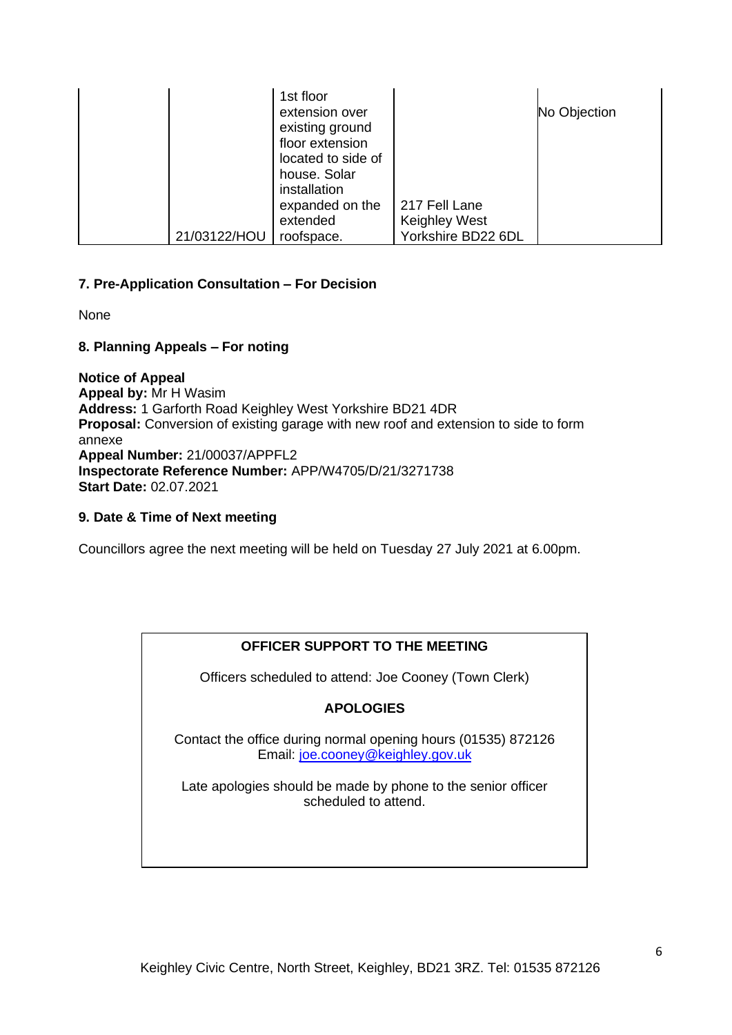| | | | | |
|---|---|---|---|---|
| | 21/03122/HOU | 1st floor extension over existing ground floor extension located to side of house. Solar installation expanded on the extended roofspace. | 217 Fell Lane Keighley West Yorkshire BD22 6DL | No Objection |

**7. Pre-Application Consultation – For Decision**

None

**8. Planning Appeals – For noting**

**Notice of Appeal**
**Appeal by:** Mr H Wasim
**Address:** 1 Garforth Road Keighley West Yorkshire BD21 4DR
**Proposal:** Conversion of existing garage with new roof and extension to side to form annexe
**Appeal Number:** 21/00037/APPFL2
**Inspectorate Reference Number:** APP/W4705/D/21/3271738
**Start Date:** 02.07.2021

**9. Date & Time of Next meeting**

Councillors agree the next meeting will be held on Tuesday 27 July 2021 at 6.00pm.

**OFFICER SUPPORT TO THE MEETING**

Officers scheduled to attend: Joe Cooney (Town Clerk)

**APOLOGIES**

Contact the office during normal opening hours (01535) 872126
Email: joe.cooney@keighley.gov.uk

Late apologies should be made by phone to the senior officer scheduled to attend.

Keighley Civic Centre, North Street, Keighley, BD21 3RZ. Tel: 01535 872126